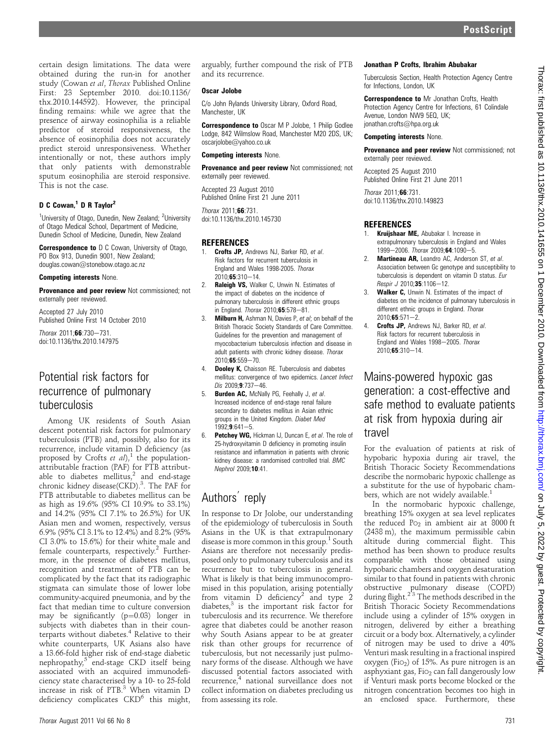certain design limitations. The data were obtained during the run-in for another study (Cowan *et al*, *Thorax* Published Online First: 23 September 2010. doi:10.1136/thx.2010.144592). However, the principal finding remains: while we agree that the presence of airway eosinophilia is a reliable predictor of steroid responsiveness, the absence of eosinophilia does not accurately predict steroid unresponsiveness. Whether intentionally or not, these authors imply that only patients with demonstrable sputum eosinophilia are steroid responsive. This is not the case.

**D C Cowan,[1] D R Taylor[2]**

[1]University of Otago, Dunedin, New Zealand; [2]University of Otago Medical School, Department of Medicine, Dunedin School of Medicine, Dunedin, New Zealand

**Correspondence to** D C Cowan, University of Otago, PO Box 913, Dunedin 9001, New Zealand; douglas.cowan@stonebow.otago.ac.nz

**Competing interests** None.

**Provenance and peer review** Not commissioned; not externally peer reviewed.

Accepted 27 July 2010
Published Online First 14 October 2010

*Thorax* 2011;**66**:730–731.
doi:10.1136/thx.2010.147975

# Potential risk factors for recurrence of pulmonary tuberculosis

Among UK residents of South Asian descent potential risk factors for pulmonary tuberculosis (PTB) and, possibly, also for its recurrence, include vitamin D deficiency (as proposed by Crofts *et al*),[1] the population-attributable fraction (PAF) for PTB attributable to diabetes mellitus,[2] and end-stage chronic kidney disease(CKD).[3] The PAF for PTB attributable to diabetes mellitus can be as high as 19.6% (95% CI 10.9% to 33.1%) and 14.2% (95% CI 7.1% to 26.5%) for UK Asian men and women, respectively, versus 6.9% (95% CI 3.1% to 12.4%) and 8.2% (95% CI 3.0% to 15.6%) for their white male and female counterparts, respectively.[2] Furthermore, in the presence of diabetes mellitus, recognition and treatment of PTB can be complicated by the fact that its radiographic stigmata can simulate those of lower lobe community-acquired pneumonia, and by the fact that median time to culture conversion may be significantly (p=0.03) longer in subjects with diabetes than in their counterparts without diabetes.[4] Relative to their white counterparts, UK Asians also have a 13.66-fold higher risk of end-stage diabetic nephropathy,[5] end-stage CKD itself being associated with an acquired immunodeficiency state characterised by a 10- to 25-fold increase in risk of PTB.[3] When vitamin D deficiency complicates CKD[6] this might, arguably, further compound the risk of PTB and its recurrence.

**Oscar Jolobe**

C/o John Rylands University Library, Oxford Road, Manchester, UK

**Correspondence to** Oscar M P Jolobe, 1 Philip Godlee Lodge, 842 Wilmslow Road, Manchester M20 2DS, UK; oscarjolobe@yahoo.co.uk

**Competing interests** None.

**Provenance and peer review** Not commissioned; not externally peer reviewed.

Accepted 23 August 2010
Published Online First 21 June 2011

*Thorax* 2011;**66**:731.
doi:10.1136/thx.2010.145730

## REFERENCES

1. **Crofts JP**, Andrews NJ, Barker RD, *et al*. Risk factors for recurrent tuberculosis in England and Wales 1998-2005. *Thorax* 2010;**65**:310–14.
2. **Raleigh VS**, Walker C, Unwin N. Estimates of the impact of diabetes on the incidence of pulmonary tuberculosis in different ethnic groups in England. *Thorax* 2010;**65**:578–81.
3. **Milburn H**, Ashman N, Davies P, *et al*; on behalf of the British Thoracic Society Standards of Care Committee. Guidelines for the prevention and management of myocobacterium tuberculosis infection and disease in adult patients with chronic kidney disease. *Thorax* 2010;**65**:559–70.
4. **Dooley K**, Chaisson RE. Tuberculosis and diabetes mellitus: convergence of two epidemics. *Lancet Infect Dis* 2009;**9**:737–46.
5. **Burden AC**, McNally PG, Feehally J, *et al*. Increased incidence of end-stage renal failure secondary to diabetes mellitus in Asian ethnic groups in the United Kingdom. *Diabet Med* 1992;**9**:641–5.
6. **Petchey WG**, Hickman IJ, Duncan E, *et al*. The role of 25-hydroxyvitamin D deficiency in promoting insulin resistance and inflammation in patients with chronic kidney disease: a randomised controlled trial. *BMC Nephrol* 2009;**10**:41.

# Authors' reply

In response to Dr Jolobe, our understanding of the epidemiology of tuberculosis in South Asians in the UK is that extrapulmonary disease is more common in this group.[1] South Asians are therefore not necessarily predisposed only to pulmonary tuberculosis and its recurrence but to tuberculosis in general. What is likely is that being immunocompromised in this population, arising potentially from vitamin D deficiency[2] and type 2 diabetes,[3] is the important risk factor for tuberculosis and its recurrence. We therefore agree that diabetes could be another reason why South Asians appear to be at greater risk than other groups for recurrence of tuberculosis, but not necessarily just pulmonary forms of the disease. Although we have discussed potential factors associated with recurrence,[4] national surveillance does not collect information on diabetes precluding us from assessing its role.

**Jonathan P Crofts, Ibrahim Abubakar**

Tuberculosis Section, Health Protection Agency Centre for Infections, London, UK

**Correspondence to** Mr Jonathan Crofts, Health Protection Agency Centre for Infections, 61 Colindale Avenue, London NW9 5EQ, UK; jonathan.crofts@hpa.org.uk

**Competing interests** None.

**Provenance and peer review** Not commissioned; not externally peer reviewed.

Accepted 25 August 2010
Published Online First 21 June 2011

*Thorax* 2011;**66**:731.
doi:10.1136/thx.2010.149823

## REFERENCES

1. **Kruijshaar ME**, Abubakar I. Increase in extrapulmonary tuberculosis in England and Wales 1999–2006. *Thorax* 2009;**64**:1090–5.
2. **Martineau AR**, Leandro AC, Anderson ST, *et al*. Association between Gc genotype and susceptibility to tuberculosis is dependent on vitamin D status. *Eur Respir J* 2010;**35**:1106–12.
3. **Walker C**, Unwin N. Estimates of the impact of diabetes on the incidence of pulmonary tuberculosis in different ethnic groups in England. *Thorax* 2010;**65**:571–2.
4. **Crofts JP**, Andrews NJ, Barker RD, *et al*. Risk factors for recurrent tuberculosis in England and Wales 1998–2005. *Thorax* 2010;**65**:310–14.

# Mains-powered hypoxic gas generation: a cost-effective and safe method to evaluate patients at risk from hypoxia during air travel

For the evaluation of patients at risk of hypobaric hypoxia during air travel, the British Thoracic Society Recommendations describe the normobaric hypoxic challenge as a substitute for the use of hypobaric chambers, which are not widely available.[1]

In the normobaric hypoxic challenge, breathing 15% oxygen at sea level replicates the reduced $P_{O_2}$ in ambient air at 8000 ft (2438 m), the maximum permissible cabin altitude during commercial flight. This method has been shown to produce results comparable with those obtained using hypobaric chambers and oxygen desaturation similar to that found in patients with chronic obstructive pulmonary disease (COPD) during flight.[2,3] The methods described in the British Thoracic Society Recommendations include using a cylinder of 15% oxygen in nitrogen, delivered by either a breathing circuit or a body box. Alternatively, a cylinder of nitrogen may be used to drive a 40% Venturi mask resulting in a fractional inspired oxygen ($F_{IO_2}$) of 15%. As pure nitrogen is an asphyxiant gas, $F_{IO_2}$ can fall dangerously low if Venturi mask ports become blocked or the nitrogen concentration becomes too high in an enclosed space. Furthermore, these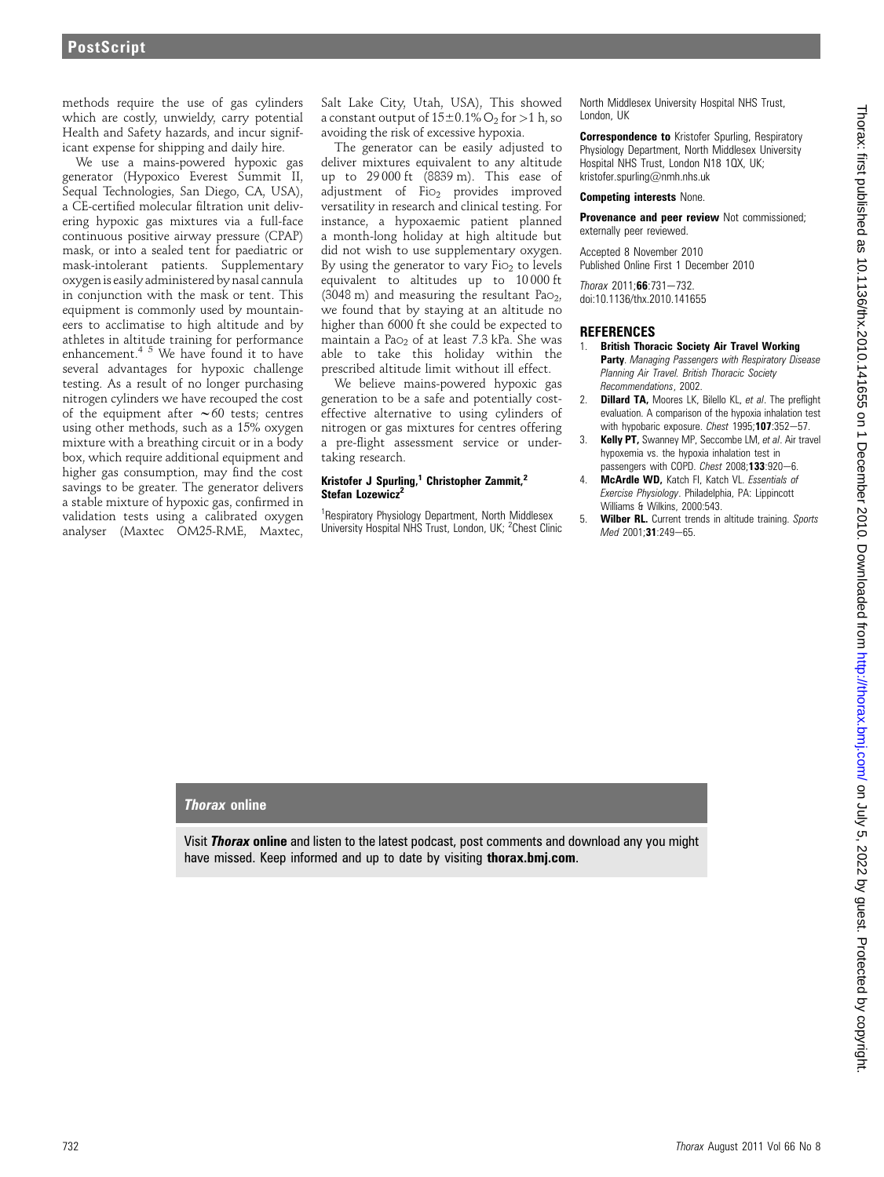methods require the use of gas cylinders which are costly, unwieldy, carry potential Health and Safety hazards, and incur significant expense for shipping and daily hire.

We use a mains-powered hypoxic gas generator (Hypoxico Everest Summit II, Sequal Technologies, San Diego, CA, USA), a CE-certified molecular filtration unit delivering hypoxic gas mixtures via a full-face continuous positive airway pressure (CPAP) mask, or into a sealed tent for paediatric or mask-intolerant patients. Supplementary oxygen is easily administered by nasal cannula in conjunction with the mask or tent. This equipment is commonly used by mountaineers to acclimatise to high altitude and by athletes in altitude training for performance enhancement.[4 5] We have found it to have several advantages for hypoxic challenge testing. As a result of no longer purchasing nitrogen cylinders we have recouped the cost of the equipment after ~60 tests; centres using other methods, such as a 15% oxygen mixture with a breathing circuit or in a body box, which require additional equipment and higher gas consumption, may find the cost savings to be greater. The generator delivers a stable mixture of hypoxic gas, confirmed in validation tests using a calibrated oxygen analyser (Maxtec OM25-RME, Maxtec, Salt Lake City, Utah, USA), This showed a constant output of 15±0.1% $O_2$ for >1 h, so avoiding the risk of excessive hypoxia.

The generator can be easily adjusted to deliver mixtures equivalent to any altitude up to 29 000 ft (8839 m). This ease of adjustment of $FiO_2$ provides improved versatility in research and clinical testing. For instance, a hypoxaemic patient planned a month-long holiday at high altitude but did not wish to use supplementary oxygen. By using the generator to vary $FiO_2$ to levels equivalent to altitudes up to 10 000 ft (3048 m) and measuring the resultant $PaO_2$, we found that by staying at an altitude no higher than 6000 ft she could be expected to maintain a $PaO_2$ of at least 7.3 kPa. She was able to take this holiday within the prescribed altitude limit without ill effect.

We believe mains-powered hypoxic gas generation to be a safe and potentially cost-effective alternative to using cylinders of nitrogen or gas mixtures for centres offering a pre-flight assessment service or undertaking research.

**Kristofer J Spurling,[1] Christopher Zammit,[2] Stefan Lozewicz[2]**

[1]Respiratory Physiology Department, North Middlesex University Hospital NHS Trust, London, UK; [2]Chest Clinic North Middlesex University Hospital NHS Trust, London, UK

**Correspondence to** Kristofer Spurling, Respiratory Physiology Department, North Middlesex University Hospital NHS Trust, London N18 1QX, UK; kristofer.spurling@nmh.nhs.uk

**Competing interests** None.

**Provenance and peer review** Not commissioned; externally peer reviewed.

Accepted 8 November 2010
Published Online First 1 December 2010

*Thorax* 2011;**66**:731—732.
doi:10.1136/thx.2010.141655

## REFERENCES

1. **British Thoracic Society Air Travel Working Party**. *Managing Passengers with Respiratory Disease Planning Air Travel. British Thoracic Society Recommendations*, 2002.
2. **Dillard TA,** Moores LK, Bilello KL, *et al*. The preflight evaluation. A comparison of the hypoxia inhalation test with hypobaric exposure. *Chest* 1995;**107**:352—57.
3. **Kelly PT,** Swanney MP, Seccombe LM, *et al*. Air travel hypoxemia vs. the hypoxia inhalation test in passengers with COPD. *Chest* 2008;**133**:920—6.
4. **McArdle WD,** Katch FI, Katch VL. *Essentials of Exercise Physiology*. Philadelphia, PA: Lippincott Williams & Wilkins, 2000:543.
5. **Wilber RL.** Current trends in altitude training. *Sports Med* 2001;**31**:249—65.

## *Thorax* online

Visit ***Thorax* online** and listen to the latest podcast, post comments and download any you might have missed. Keep informed and up to date by visiting **thorax.bmj.com**.